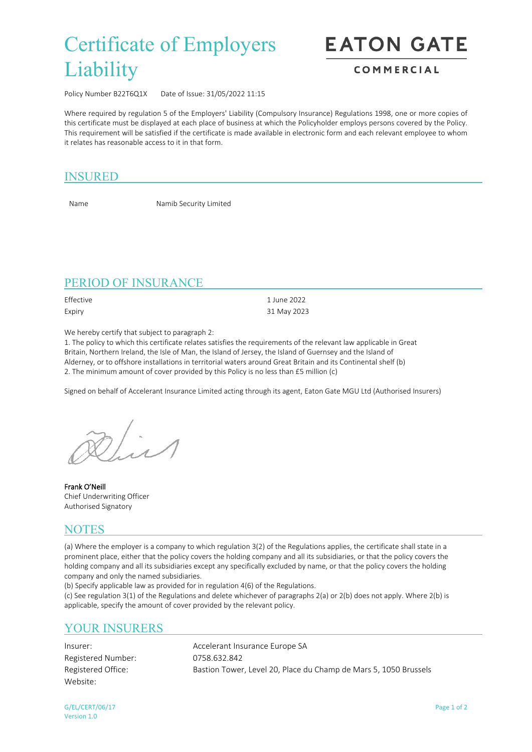# Certificate of Employers Liability

**EATON GATE**
**COMMERCIAL**

Policy Number B22T6Q1X    Date of Issue: 31/05/2022 11:15

Where required by regulation 5 of the Employers' Liability (Compulsory Insurance) Regulations 1998, one or more copies of this certificate must be displayed at each place of business at which the Policyholder employs persons covered by the Policy. This requirement will be satisfied if the certificate is made available in electronic form and each relevant employee to whom it relates has reasonable access to it in that form.

## INSURED

| | |
|---|---|
| Name | Namib Security Limited |

## PERIOD OF INSURANCE

| | |
|---|---|
| Effective | 1 June 2022 |
| Expiry | 31 May 2023 |

We hereby certify that subject to paragraph 2:

1. The policy to which this certificate relates satisfies the requirements of the relevant law applicable in Great Britain, Northern Ireland, the Isle of Man, the Island of Jersey, the Island of Guernsey and the Island of Alderney, or to offshore installations in territorial waters around Great Britain and its Continental shelf (b)
2. The minimum amount of cover provided by this Policy is no less than £5 million (c)

Signed on behalf of Accelerant Insurance Limited acting through its agent, Eaton Gate MGU Ltd (Authorised Insurers)

**Frank O'Neill**
Chief Underwriting Officer
Authorised Signatory

## NOTES

(a) Where the employer is a company to which regulation 3(2) of the Regulations applies, the certificate shall state in a prominent place, either that the policy covers the holding company and all its subsidiaries, or that the policy covers the holding company and all its subsidiaries except any specifically excluded by name, or that the policy covers the holding company and only the named subsidiaries.
(b) Specify applicable law as provided for in regulation 4(6) of the Regulations.
(c) See regulation 3(1) of the Regulations and delete whichever of paragraphs 2(a) or 2(b) does not apply. Where 2(b) is applicable, specify the amount of cover provided by the relevant policy.

## YOUR INSURERS

| | |
|---|---|
| Insurer: | Accelerant Insurance Europe SA |
| Registered Number: | 0758.632.842 |
| Registered Office: | Bastion Tower, Level 20, Place du Champ de Mars 5, 1050 Brussels |
| Website: | |

G/EL/CERT/06/17
Version 1.0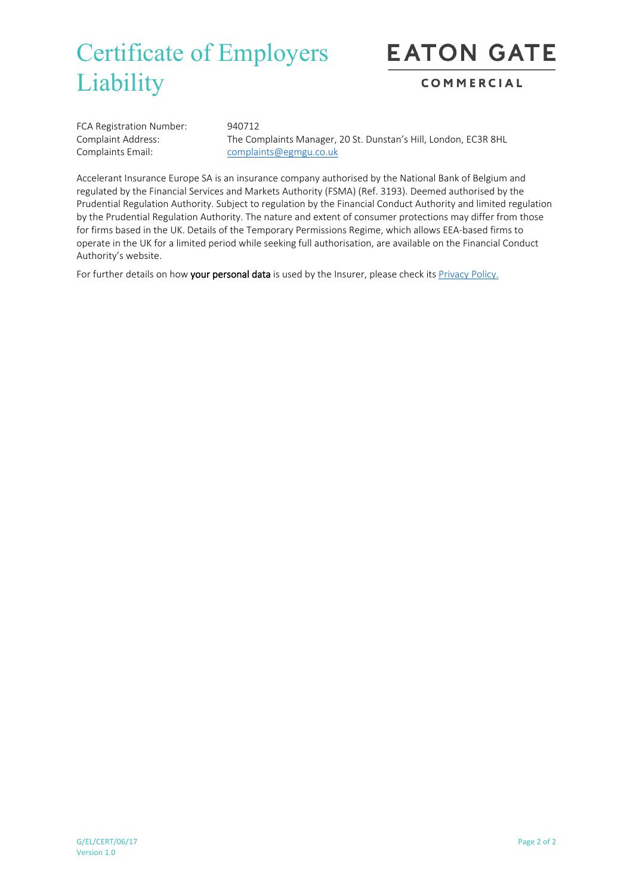# Certificate of Employers Liability

**EATON GATE**

**COMMERCIAL**

| | |
|---|---|
| FCA Registration Number: | 940712 |
| Complaint Address: | The Complaints Manager, 20 St. Dunstan's Hill, London, EC3R 8HL |
| Complaints Email: | complaints@egmgu.co.uk |

Accelerant Insurance Europe SA is an insurance company authorised by the National Bank of Belgium and regulated by the Financial Services and Markets Authority (FSMA) (Ref. 3193). Deemed authorised by the Prudential Regulation Authority. Subject to regulation by the Financial Conduct Authority and limited regulation by the Prudential Regulation Authority. The nature and extent of consumer protections may differ from those for firms based in the UK. Details of the Temporary Permissions Regime, which allows EEA-based firms to operate in the UK for a limited period while seeking full authorisation, are available on the Financial Conduct Authority's website.

For further details on how **your personal data** is used by the Insurer, please check its Privacy Policy.

G/EL/CERT/06/17
Version 1.0